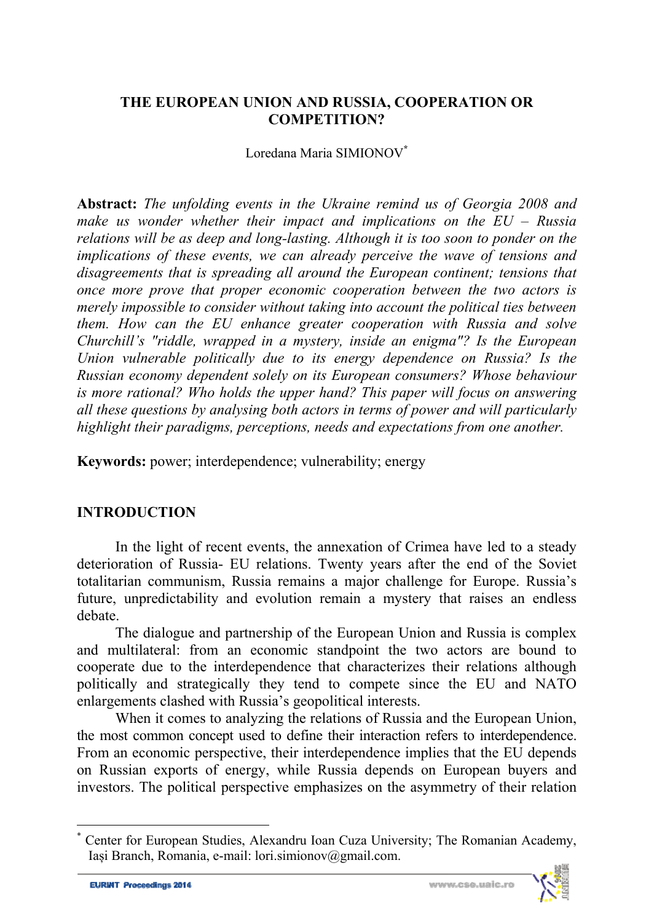# THE EUROPEAN UNION AND RUSSIA, COOPERATION OR COMPETITION?

Loredana Maria SIMIONOV[*]

**Abstract:** *The unfolding events in the Ukraine remind us of Georgia 2008 and make us wonder whether their impact and implications on the EU – Russia relations will be as deep and long-lasting. Although it is too soon to ponder on the implications of these events, we can already perceive the wave of tensions and disagreements that is spreading all around the European continent; tensions that once more prove that proper economic cooperation between the two actors is merely impossible to consider without taking into account the political ties between them. How can the EU enhance greater cooperation with Russia and solve Churchill's "riddle, wrapped in a mystery, inside an enigma"? Is the European Union vulnerable politically due to its energy dependence on Russia? Is the Russian economy dependent solely on its European consumers? Whose behaviour is more rational? Who holds the upper hand? This paper will focus on answering all these questions by analysing both actors in terms of power and will particularly highlight their paradigms, perceptions, needs and expectations from one another.*

**Keywords:** power; interdependence; vulnerability; energy

## INTRODUCTION

In the light of recent events, the annexation of Crimea have led to a steady deterioration of Russia- EU relations. Twenty years after the end of the Soviet totalitarian communism, Russia remains a major challenge for Europe. Russia's future, unpredictability and evolution remain a mystery that raises an endless debate.

The dialogue and partnership of the European Union and Russia is complex and multilateral: from an economic standpoint the two actors are bound to cooperate due to the interdependence that characterizes their relations although politically and strategically they tend to compete since the EU and NATO enlargements clashed with Russia's geopolitical interests.

When it comes to analyzing the relations of Russia and the European Union, the most common concept used to define their interaction refers to interdependence. From an economic perspective, their interdependence implies that the EU depends on Russian exports of energy, while Russia depends on European buyers and investors. The political perspective emphasizes on the asymmetry of their relation

---

[*] Center for European Studies, Alexandru Ioan Cuza University; The Romanian Academy, Iași Branch, Romania, e-mail: lori.simionov@gmail.com.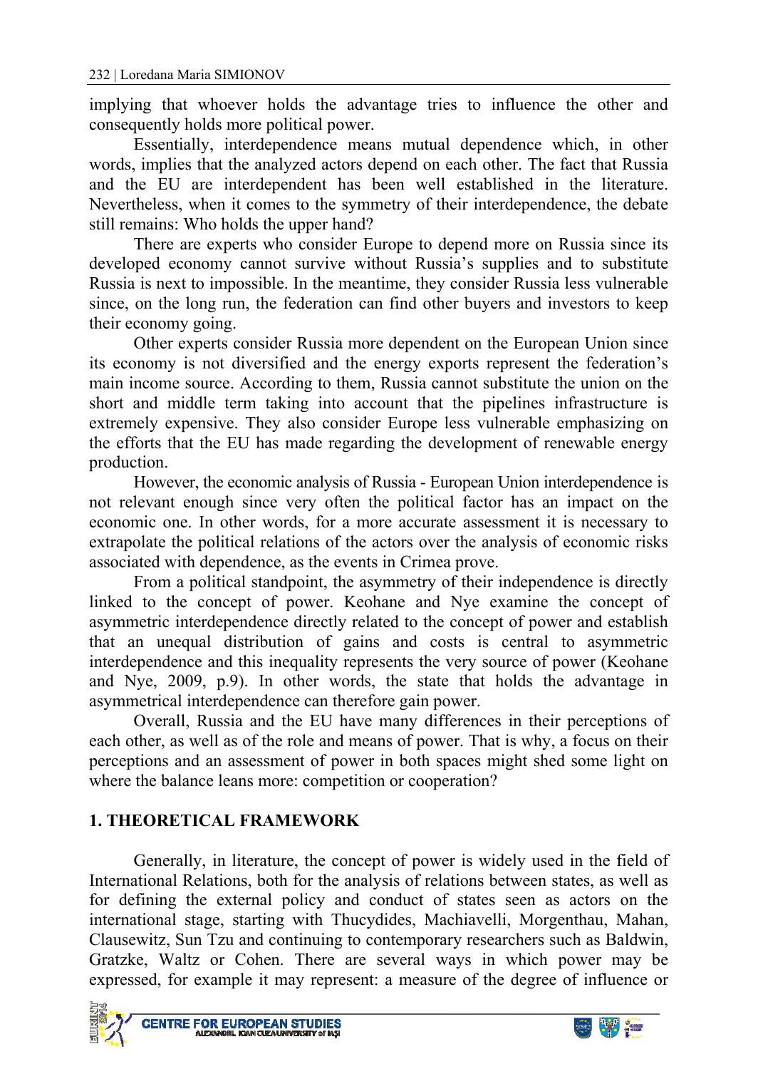implying that whoever holds the advantage tries to influence the other and consequently holds more political power.

Essentially, interdependence means mutual dependence which, in other words, implies that the analyzed actors depend on each other. The fact that Russia and the EU are interdependent has been well established in the literature. Nevertheless, when it comes to the symmetry of their interdependence, the debate still remains: Who holds the upper hand?

There are experts who consider Europe to depend more on Russia since its developed economy cannot survive without Russia's supplies and to substitute Russia is next to impossible. In the meantime, they consider Russia less vulnerable since, on the long run, the federation can find other buyers and investors to keep their economy going.

Other experts consider Russia more dependent on the European Union since its economy is not diversified and the energy exports represent the federation's main income source. According to them, Russia cannot substitute the union on the short and middle term taking into account that the pipelines infrastructure is extremely expensive. They also consider Europe less vulnerable emphasizing on the efforts that the EU has made regarding the development of renewable energy production.

However, the economic analysis of Russia - European Union interdependence is not relevant enough since very often the political factor has an impact on the economic one. In other words, for a more accurate assessment it is necessary to extrapolate the political relations of the actors over the analysis of economic risks associated with dependence, as the events in Crimea prove.

From a political standpoint, the asymmetry of their independence is directly linked to the concept of power. Keohane and Nye examine the concept of asymmetric interdependence directly related to the concept of power and establish that an unequal distribution of gains and costs is central to asymmetric interdependence and this inequality represents the very source of power (Keohane and Nye, 2009, p.9). In other words, the state that holds the advantage in asymmetrical interdependence can therefore gain power.

Overall, Russia and the EU have many differences in their perceptions of each other, as well as of the role and means of power. That is why, a focus on their perceptions and an assessment of power in both spaces might shed some light on where the balance leans more: competition or cooperation?

## 1. THEORETICAL FRAMEWORK

Generally, in literature, the concept of power is widely used in the field of International Relations, both for the analysis of relations between states, as well as for defining the external policy and conduct of states seen as actors on the international stage, starting with Thucydides, Machiavelli, Morgenthau, Mahan, Clausewitz, Sun Tzu and continuing to contemporary researchers such as Baldwin, Gratzke, Waltz or Cohen. There are several ways in which power may be expressed, for example it may represent: a measure of the degree of influence or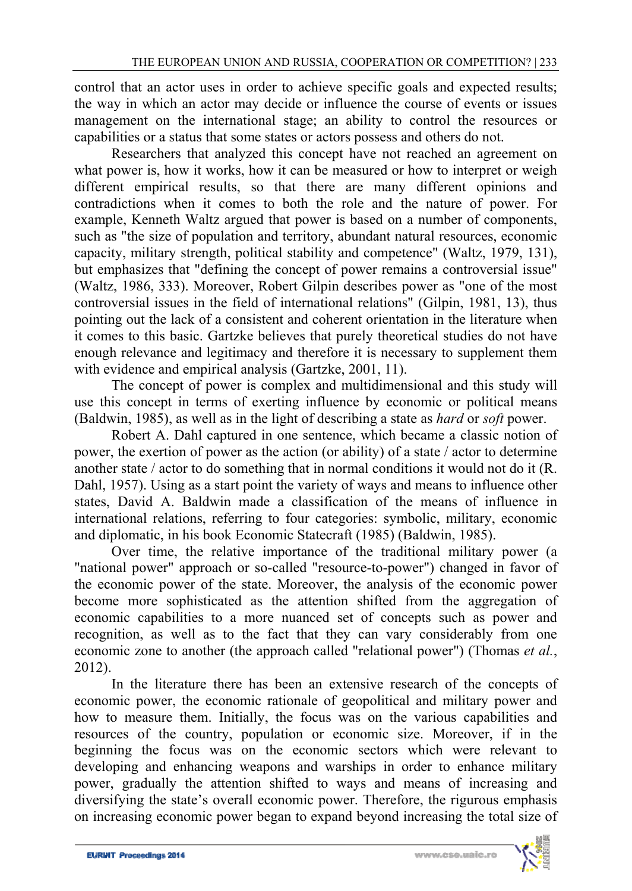control that an actor uses in order to achieve specific goals and expected results; the way in which an actor may decide or influence the course of events or issues management on the international stage; an ability to control the resources or capabilities or a status that some states or actors possess and others do not.

Researchers that analyzed this concept have not reached an agreement on what power is, how it works, how it can be measured or how to interpret or weigh different empirical results, so that there are many different opinions and contradictions when it comes to both the role and the nature of power. For example, Kenneth Waltz argued that power is based on a number of components, such as "the size of population and territory, abundant natural resources, economic capacity, military strength, political stability and competence" (Waltz, 1979, 131), but emphasizes that "defining the concept of power remains a controversial issue" (Waltz, 1986, 333). Moreover, Robert Gilpin describes power as "one of the most controversial issues in the field of international relations" (Gilpin, 1981, 13), thus pointing out the lack of a consistent and coherent orientation in the literature when it comes to this basic. Gartzke believes that purely theoretical studies do not have enough relevance and legitimacy and therefore it is necessary to supplement them with evidence and empirical analysis (Gartzke, 2001, 11).

The concept of power is complex and multidimensional and this study will use this concept in terms of exerting influence by economic or political means (Baldwin, 1985), as well as in the light of describing a state as *hard* or *soft* power.

Robert A. Dahl captured in one sentence, which became a classic notion of power, the exertion of power as the action (or ability) of a state / actor to determine another state / actor to do something that in normal conditions it would not do it (R. Dahl, 1957). Using as a start point the variety of ways and means to influence other states, David A. Baldwin made a classification of the means of influence in international relations, referring to four categories: symbolic, military, economic and diplomatic, in his book Economic Statecraft (1985) (Baldwin, 1985).

Over time, the relative importance of the traditional military power (a "national power" approach or so-called "resource-to-power") changed in favor of the economic power of the state. Moreover, the analysis of the economic power become more sophisticated as the attention shifted from the aggregation of economic capabilities to a more nuanced set of concepts such as power and recognition, as well as to the fact that they can vary considerably from one economic zone to another (the approach called "relational power") (Thomas *et al.*, 2012).

In the literature there has been an extensive research of the concepts of economic power, the economic rationale of geopolitical and military power and how to measure them. Initially, the focus was on the various capabilities and resources of the country, population or economic size. Moreover, if in the beginning the focus was on the economic sectors which were relevant to developing and enhancing weapons and warships in order to enhance military power, gradually the attention shifted to ways and means of increasing and diversifying the state's overall economic power. Therefore, the rigorous emphasis on increasing economic power began to expand beyond increasing the total size of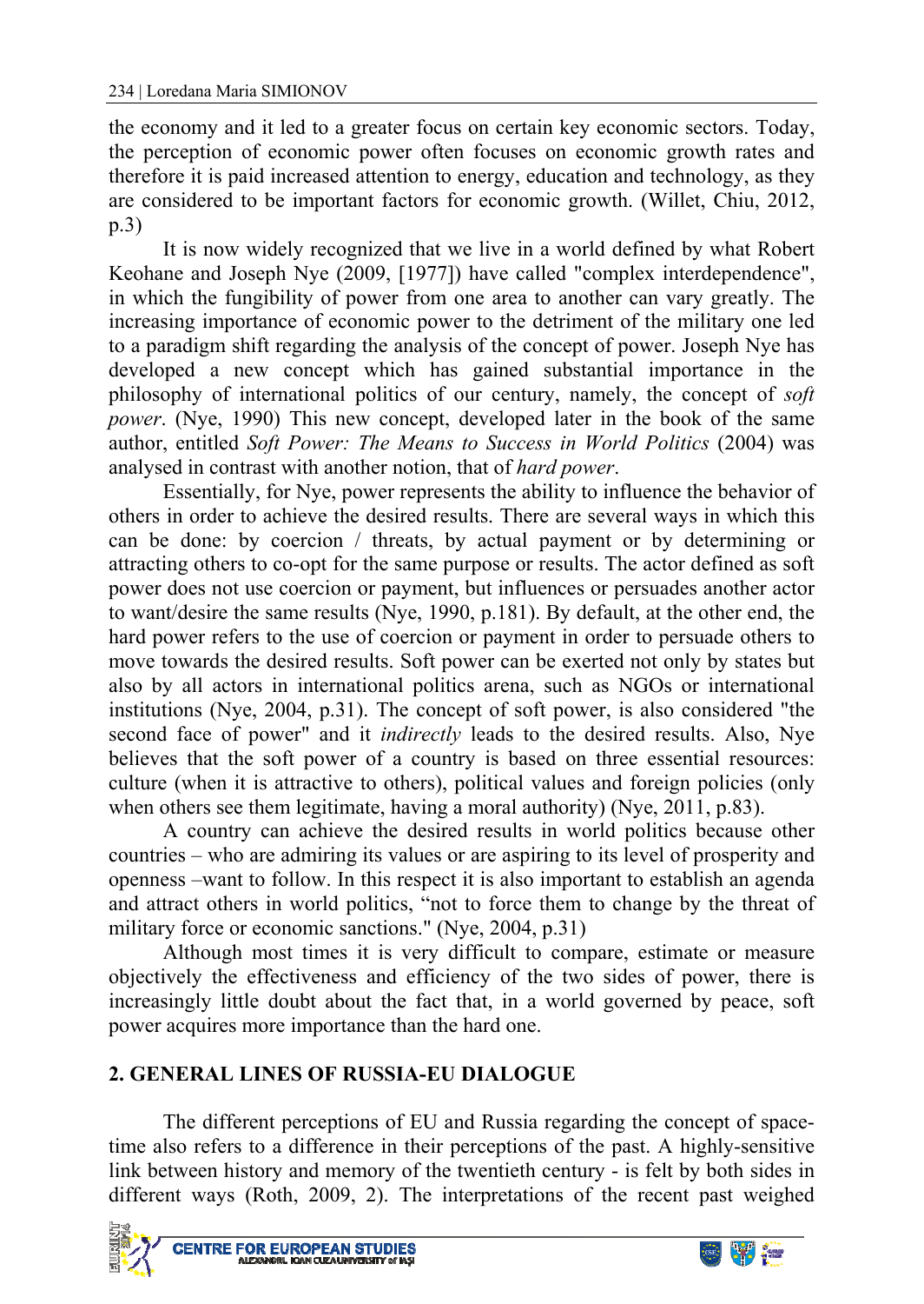the economy and it led to a greater focus on certain key economic sectors. Today, the perception of economic power often focuses on economic growth rates and therefore it is paid increased attention to energy, education and technology, as they are considered to be important factors for economic growth. (Willet, Chiu, 2012, p.3)

It is now widely recognized that we live in a world defined by what Robert Keohane and Joseph Nye (2009, [1977]) have called "complex interdependence", in which the fungibility of power from one area to another can vary greatly. The increasing importance of economic power to the detriment of the military one led to a paradigm shift regarding the analysis of the concept of power. Joseph Nye has developed a new concept which has gained substantial importance in the philosophy of international politics of our century, namely, the concept of *soft power*. (Nye, 1990) This new concept, developed later in the book of the same author, entitled *Soft Power: The Means to Success in World Politics* (2004) was analysed in contrast with another notion, that of *hard power*.

Essentially, for Nye, power represents the ability to influence the behavior of others in order to achieve the desired results. There are several ways in which this can be done: by coercion / threats, by actual payment or by determining or attracting others to co-opt for the same purpose or results. The actor defined as soft power does not use coercion or payment, but influences or persuades another actor to want/desire the same results (Nye, 1990, p.181). By default, at the other end, the hard power refers to the use of coercion or payment in order to persuade others to move towards the desired results. Soft power can be exerted not only by states but also by all actors in international politics arena, such as NGOs or international institutions (Nye, 2004, p.31). The concept of soft power, is also considered "the second face of power" and it *indirectly* leads to the desired results. Also, Nye believes that the soft power of a country is based on three essential resources: culture (when it is attractive to others), political values and foreign policies (only when others see them legitimate, having a moral authority) (Nye, 2011, p.83).

A country can achieve the desired results in world politics because other countries – who are admiring its values or are aspiring to its level of prosperity and openness –want to follow. In this respect it is also important to establish an agenda and attract others in world politics, "not to force them to change by the threat of military force or economic sanctions." (Nye, 2004, p.31)

Although most times it is very difficult to compare, estimate or measure objectively the effectiveness and efficiency of the two sides of power, there is increasingly little doubt about the fact that, in a world governed by peace, soft power acquires more importance than the hard one.

## 2. GENERAL LINES OF RUSSIA-EU DIALOGUE

The different perceptions of EU and Russia regarding the concept of space-time also refers to a difference in their perceptions of the past. A highly-sensitive link between history and memory of the twentieth century - is felt by both sides in different ways (Roth, 2009, 2). The interpretations of the recent past weighed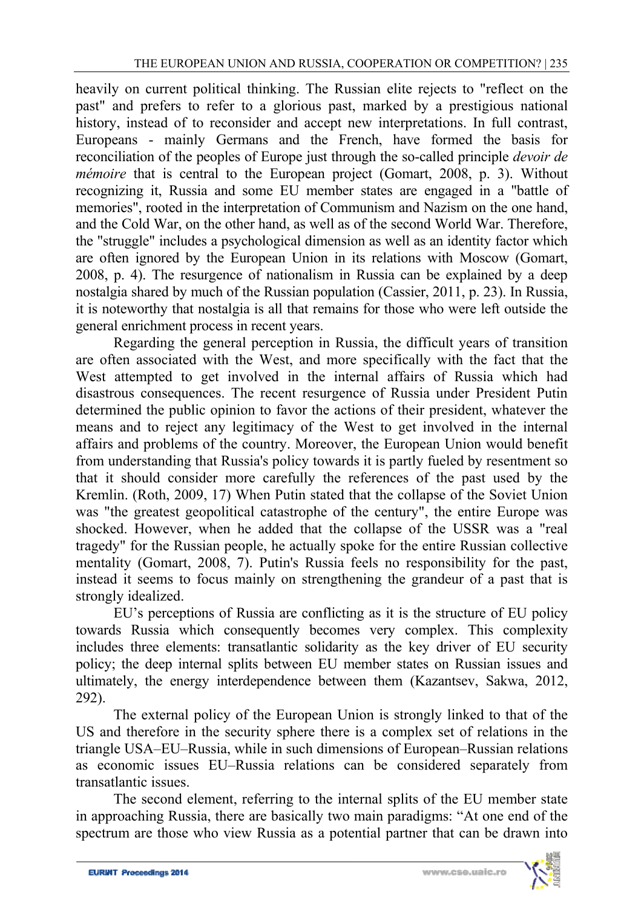heavily on current political thinking. The Russian elite rejects to "reflect on the past" and prefers to refer to a glorious past, marked by a prestigious national history, instead of to reconsider and accept new interpretations. In full contrast, Europeans - mainly Germans and the French, have formed the basis for reconciliation of the peoples of Europe just through the so-called principle *devoir de mémoire* that is central to the European project (Gomart, 2008, p. 3). Without recognizing it, Russia and some EU member states are engaged in a "battle of memories", rooted in the interpretation of Communism and Nazism on the one hand, and the Cold War, on the other hand, as well as of the second World War. Therefore, the "struggle" includes a psychological dimension as well as an identity factor which are often ignored by the European Union in its relations with Moscow (Gomart, 2008, p. 4). The resurgence of nationalism in Russia can be explained by a deep nostalgia shared by much of the Russian population (Cassier, 2011, p. 23). In Russia, it is noteworthy that nostalgia is all that remains for those who were left outside the general enrichment process in recent years.

Regarding the general perception in Russia, the difficult years of transition are often associated with the West, and more specifically with the fact that the West attempted to get involved in the internal affairs of Russia which had disastrous consequences. The recent resurgence of Russia under President Putin determined the public opinion to favor the actions of their president, whatever the means and to reject any legitimacy of the West to get involved in the internal affairs and problems of the country. Moreover, the European Union would benefit from understanding that Russia's policy towards it is partly fueled by resentment so that it should consider more carefully the references of the past used by the Kremlin. (Roth, 2009, 17) When Putin stated that the collapse of the Soviet Union was "the greatest geopolitical catastrophe of the century", the entire Europe was shocked. However, when he added that the collapse of the USSR was a "real tragedy" for the Russian people, he actually spoke for the entire Russian collective mentality (Gomart, 2008, 7). Putin's Russia feels no responsibility for the past, instead it seems to focus mainly on strengthening the grandeur of a past that is strongly idealized.

EU's perceptions of Russia are conflicting as it is the structure of EU policy towards Russia which consequently becomes very complex. This complexity includes three elements: transatlantic solidarity as the key driver of EU security policy; the deep internal splits between EU member states on Russian issues and ultimately, the energy interdependence between them (Kazantsev, Sakwa, 2012, 292).

The external policy of the European Union is strongly linked to that of the US and therefore in the security sphere there is a complex set of relations in the triangle USA–EU–Russia, while in such dimensions of European–Russian relations as economic issues EU–Russia relations can be considered separately from transatlantic issues.

The second element, referring to the internal splits of the EU member state in approaching Russia, there are basically two main paradigms: "At one end of the spectrum are those who view Russia as a potential partner that can be drawn into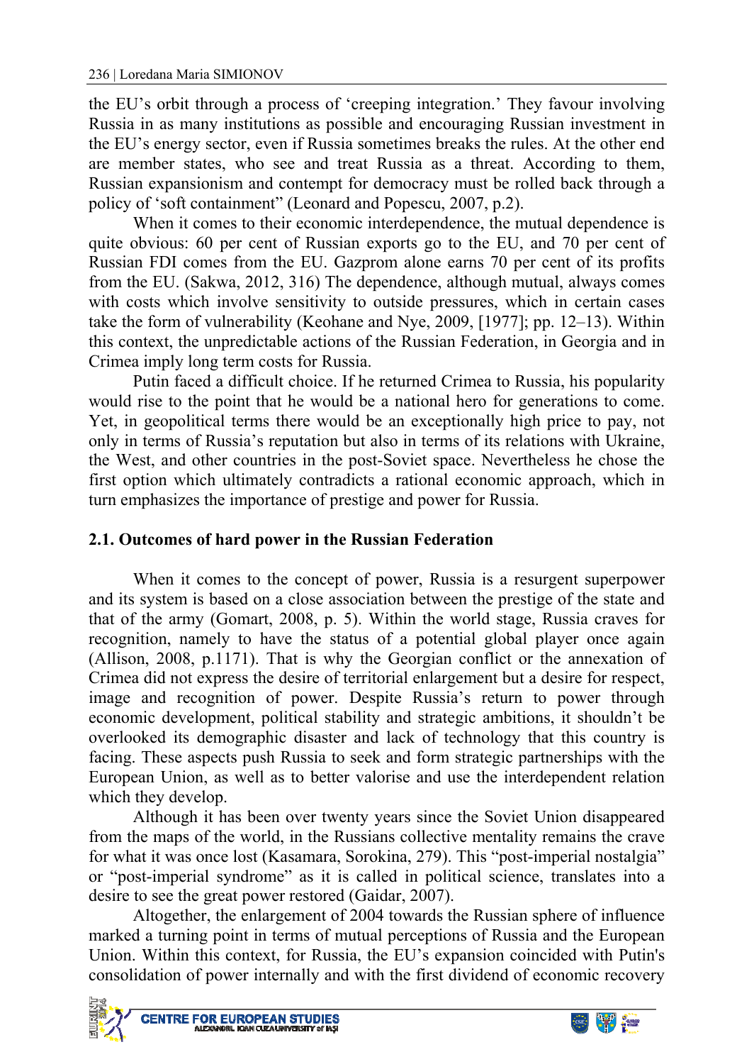the EU's orbit through a process of 'creeping integration.' They favour involving Russia in as many institutions as possible and encouraging Russian investment in the EU's energy sector, even if Russia sometimes breaks the rules. At the other end are member states, who see and treat Russia as a threat. According to them, Russian expansionism and contempt for democracy must be rolled back through a policy of 'soft containment" (Leonard and Popescu, 2007, p.2).

When it comes to their economic interdependence, the mutual dependence is quite obvious: 60 per cent of Russian exports go to the EU, and 70 per cent of Russian FDI comes from the EU. Gazprom alone earns 70 per cent of its profits from the EU. (Sakwa, 2012, 316) The dependence, although mutual, always comes with costs which involve sensitivity to outside pressures, which in certain cases take the form of vulnerability (Keohane and Nye, 2009, [1977]; pp. 12–13). Within this context, the unpredictable actions of the Russian Federation, in Georgia and in Crimea imply long term costs for Russia.

Putin faced a difficult choice. If he returned Crimea to Russia, his popularity would rise to the point that he would be a national hero for generations to come. Yet, in geopolitical terms there would be an exceptionally high price to pay, not only in terms of Russia's reputation but also in terms of its relations with Ukraine, the West, and other countries in the post-Soviet space. Nevertheless he chose the first option which ultimately contradicts a rational economic approach, which in turn emphasizes the importance of prestige and power for Russia.

## 2.1. Outcomes of hard power in the Russian Federation

When it comes to the concept of power, Russia is a resurgent superpower and its system is based on a close association between the prestige of the state and that of the army (Gomart, 2008, p. 5). Within the world stage, Russia craves for recognition, namely to have the status of a potential global player once again (Allison, 2008, p.1171). That is why the Georgian conflict or the annexation of Crimea did not express the desire of territorial enlargement but a desire for respect, image and recognition of power. Despite Russia's return to power through economic development, political stability and strategic ambitions, it shouldn't be overlooked its demographic disaster and lack of technology that this country is facing. These aspects push Russia to seek and form strategic partnerships with the European Union, as well as to better valorise and use the interdependent relation which they develop.

Although it has been over twenty years since the Soviet Union disappeared from the maps of the world, in the Russians collective mentality remains the crave for what it was once lost (Kasamara, Sorokina, 279). This "post-imperial nostalgia" or "post-imperial syndrome" as it is called in political science, translates into a desire to see the great power restored (Gaidar, 2007).

Altogether, the enlargement of 2004 towards the Russian sphere of influence marked a turning point in terms of mutual perceptions of Russia and the European Union. Within this context, for Russia, the EU's expansion coincided with Putin's consolidation of power internally and with the first dividend of economic recovery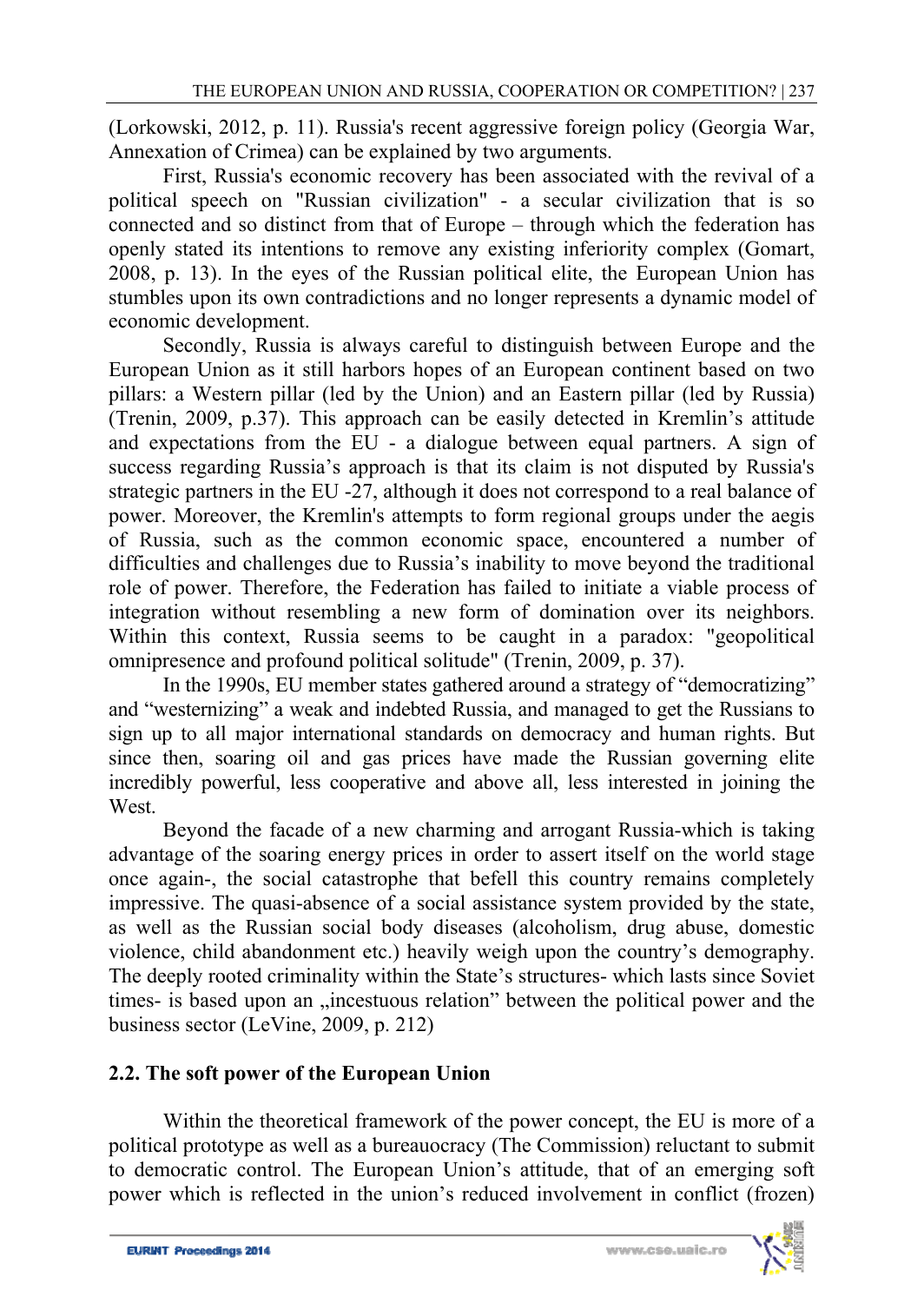(Lorkowski, 2012, p. 11). Russia's recent aggressive foreign policy (Georgia War, Annexation of Crimea) can be explained by two arguments.

First, Russia's economic recovery has been associated with the revival of a political speech on "Russian civilization" - a secular civilization that is so connected and so distinct from that of Europe – through which the federation has openly stated its intentions to remove any existing inferiority complex (Gomart, 2008, p. 13). In the eyes of the Russian political elite, the European Union has stumbles upon its own contradictions and no longer represents a dynamic model of economic development.

Secondly, Russia is always careful to distinguish between Europe and the European Union as it still harbors hopes of an European continent based on two pillars: a Western pillar (led by the Union) and an Eastern pillar (led by Russia) (Trenin, 2009, p.37). This approach can be easily detected in Kremlin's attitude and expectations from the EU - a dialogue between equal partners. A sign of success regarding Russia's approach is that its claim is not disputed by Russia's strategic partners in the EU -27, although it does not correspond to a real balance of power. Moreover, the Kremlin's attempts to form regional groups under the aegis of Russia, such as the common economic space, encountered a number of difficulties and challenges due to Russia's inability to move beyond the traditional role of power. Therefore, the Federation has failed to initiate a viable process of integration without resembling a new form of domination over its neighbors. Within this context, Russia seems to be caught in a paradox: "geopolitical omnipresence and profound political solitude" (Trenin, 2009, p. 37).

In the 1990s, EU member states gathered around a strategy of "democratizing" and "westernizing" a weak and indebted Russia, and managed to get the Russians to sign up to all major international standards on democracy and human rights. But since then, soaring oil and gas prices have made the Russian governing elite incredibly powerful, less cooperative and above all, less interested in joining the West.

Beyond the facade of a new charming and arrogant Russia-which is taking advantage of the soaring energy prices in order to assert itself on the world stage once again-, the social catastrophe that befell this country remains completely impressive. The quasi-absence of a social assistance system provided by the state, as well as the Russian social body diseases (alcoholism, drug abuse, domestic violence, child abandonment etc.) heavily weigh upon the country's demography. The deeply rooted criminality within the State's structures- which lasts since Soviet times- is based upon an „incestuous relation" between the political power and the business sector (LeVine, 2009, p. 212)

## 2.2. The soft power of the European Union

Within the theoretical framework of the power concept, the EU is more of a political prototype as well as a bureauocracy (The Commission) reluctant to submit to democratic control. The European Union's attitude, that of an emerging soft power which is reflected in the union's reduced involvement in conflict (frozen)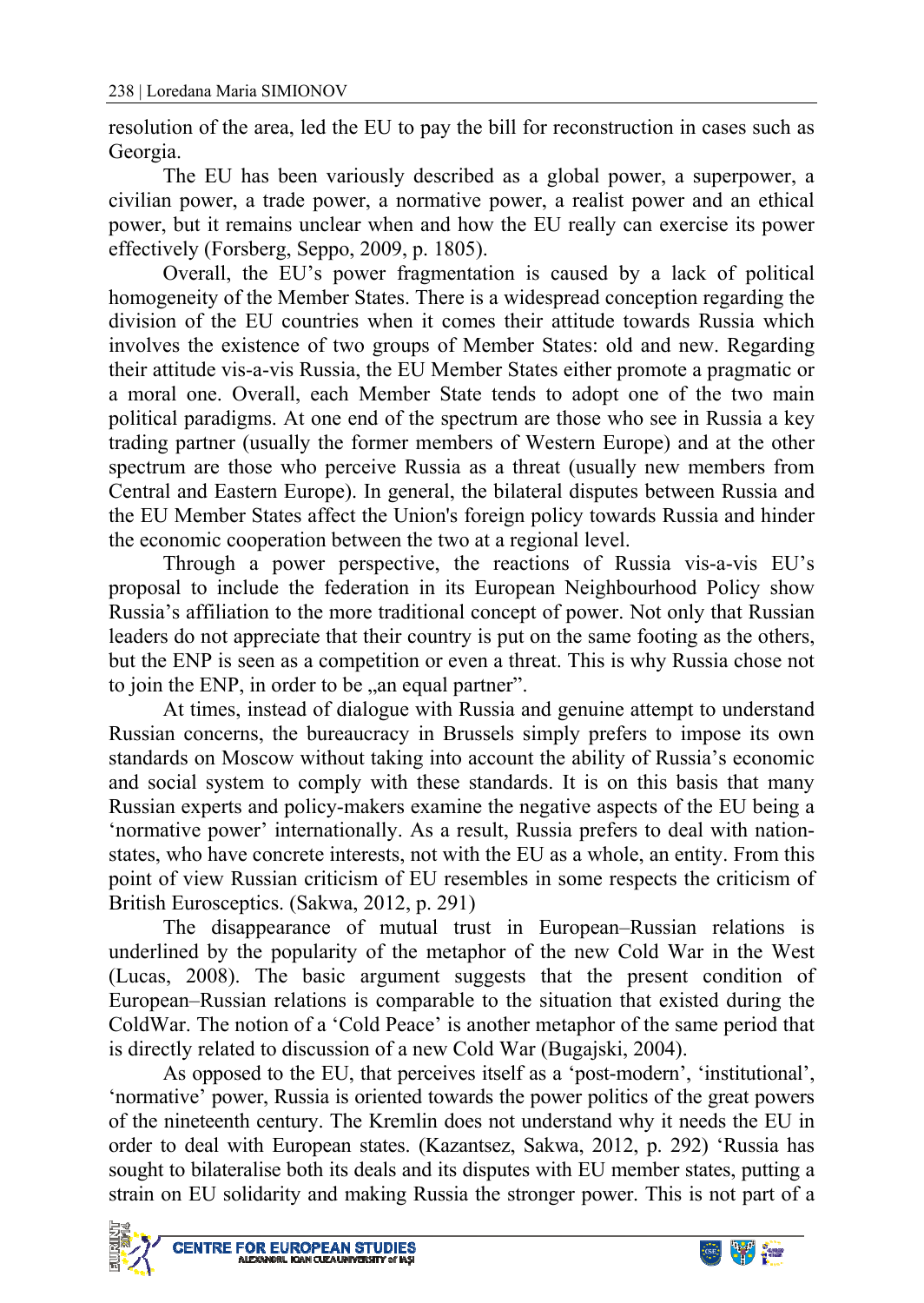resolution of the area, led the EU to pay the bill for reconstruction in cases such as Georgia.

The EU has been variously described as a global power, a superpower, a civilian power, a trade power, a normative power, a realist power and an ethical power, but it remains unclear when and how the EU really can exercise its power effectively (Forsberg, Seppo, 2009, p. 1805).

Overall, the EU's power fragmentation is caused by a lack of political homogeneity of the Member States. There is a widespread conception regarding the division of the EU countries when it comes their attitude towards Russia which involves the existence of two groups of Member States: old and new. Regarding their attitude vis-a-vis Russia, the EU Member States either promote a pragmatic or a moral one. Overall, each Member State tends to adopt one of the two main political paradigms. At one end of the spectrum are those who see in Russia a key trading partner (usually the former members of Western Europe) and at the other spectrum are those who perceive Russia as a threat (usually new members from Central and Eastern Europe). In general, the bilateral disputes between Russia and the EU Member States affect the Union's foreign policy towards Russia and hinder the economic cooperation between the two at a regional level.

Through a power perspective, the reactions of Russia vis-a-vis EU's proposal to include the federation in its European Neighbourhood Policy show Russia's affiliation to the more traditional concept of power. Not only that Russian leaders do not appreciate that their country is put on the same footing as the others, but the ENP is seen as a competition or even a threat. This is why Russia chose not to join the ENP, in order to be „an equal partner".

At times, instead of dialogue with Russia and genuine attempt to understand Russian concerns, the bureaucracy in Brussels simply prefers to impose its own standards on Moscow without taking into account the ability of Russia's economic and social system to comply with these standards. It is on this basis that many Russian experts and policy-makers examine the negative aspects of the EU being a 'normative power' internationally. As a result, Russia prefers to deal with nation-states, who have concrete interests, not with the EU as a whole, an entity. From this point of view Russian criticism of EU resembles in some respects the criticism of British Eurosceptics. (Sakwa, 2012, p. 291)

The disappearance of mutual trust in European–Russian relations is underlined by the popularity of the metaphor of the new Cold War in the West (Lucas, 2008). The basic argument suggests that the present condition of European–Russian relations is comparable to the situation that existed during the ColdWar. The notion of a 'Cold Peace' is another metaphor of the same period that is directly related to discussion of a new Cold War (Bugajski, 2004).

As opposed to the EU, that perceives itself as a 'post-modern', 'institutional', 'normative' power, Russia is oriented towards the power politics of the great powers of the nineteenth century. The Kremlin does not understand why it needs the EU in order to deal with European states. (Kazantsev, Sakwa, 2012, p. 292) 'Russia has sought to bilateralise both its deals and its disputes with EU member states, putting a strain on EU solidarity and making Russia the stronger power. This is not part of a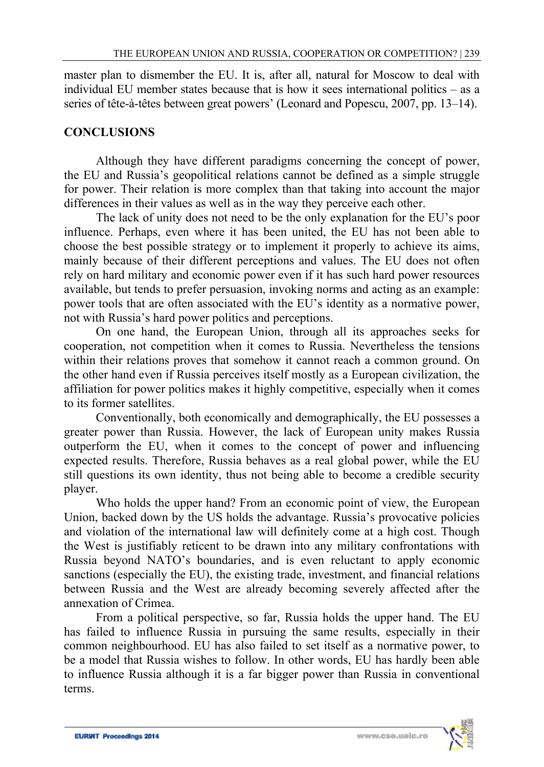master plan to dismember the EU. It is, after all, natural for Moscow to deal with individual EU member states because that is how it sees international politics – as a series of tête-à-têtes between great powers' (Leonard and Popescu, 2007, pp. 13–14).

## CONCLUSIONS

Although they have different paradigms concerning the concept of power, the EU and Russia's geopolitical relations cannot be defined as a simple struggle for power. Their relation is more complex than that taking into account the major differences in their values as well as in the way they perceive each other.

The lack of unity does not need to be the only explanation for the EU's poor influence. Perhaps, even where it has been united, the EU has not been able to choose the best possible strategy or to implement it properly to achieve its aims, mainly because of their different perceptions and values. The EU does not often rely on hard military and economic power even if it has such hard power resources available, but tends to prefer persuasion, invoking norms and acting as an example: power tools that are often associated with the EU's identity as a normative power, not with Russia's hard power politics and perceptions.

On one hand, the European Union, through all its approaches seeks for cooperation, not competition when it comes to Russia. Nevertheless the tensions within their relations proves that somehow it cannot reach a common ground. On the other hand even if Russia perceives itself mostly as a European civilization, the affiliation for power politics makes it highly competitive, especially when it comes to its former satellites.

Conventionally, both economically and demographically, the EU possesses a greater power than Russia. However, the lack of European unity makes Russia outperform the EU, when it comes to the concept of power and influencing expected results. Therefore, Russia behaves as a real global power, while the EU still questions its own identity, thus not being able to become a credible security player.

Who holds the upper hand? From an economic point of view, the European Union, backed down by the US holds the advantage. Russia's provocative policies and violation of the international law will definitely come at a high cost. Though the West is justifiably reticent to be drawn into any military confrontations with Russia beyond NATO's boundaries, and is even reluctant to apply economic sanctions (especially the EU), the existing trade, investment, and financial relations between Russia and the West are already becoming severely affected after the annexation of Crimea.

From a political perspective, so far, Russia holds the upper hand. The EU has failed to influence Russia in pursuing the same results, especially in their common neighbourhood. EU has also failed to set itself as a normative power, to be a model that Russia wishes to follow. In other words, EU has hardly been able to influence Russia although it is a far bigger power than Russia in conventional terms.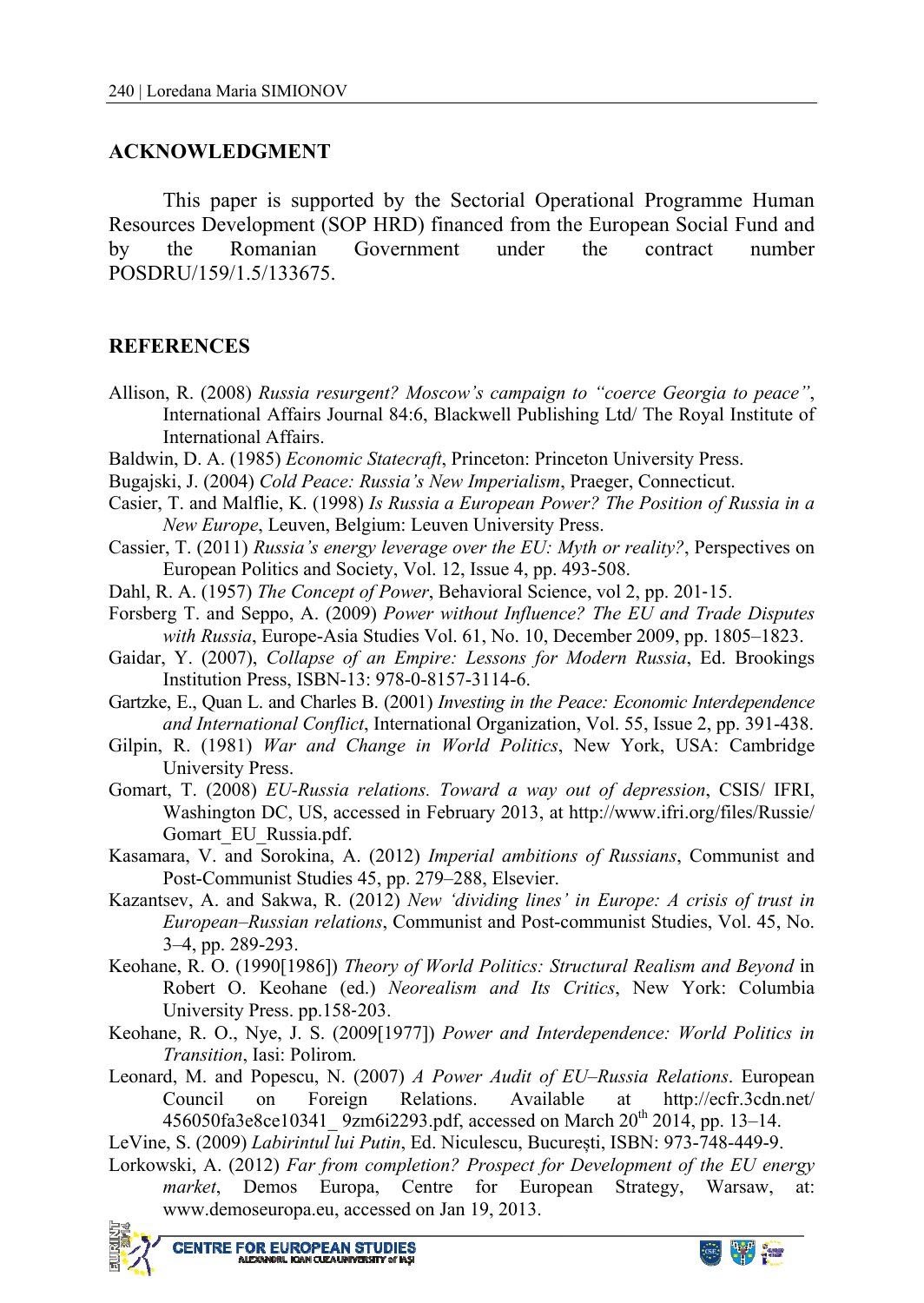## ACKNOWLEDGMENT

This paper is supported by the Sectorial Operational Programme Human Resources Development (SOP HRD) financed from the European Social Fund and by the Romanian Government under the contract number POSDRU/159/1.5/133675.

## REFERENCES

Allison, R. (2008) *Russia resurgent? Moscow's campaign to "coerce Georgia to peace"*, International Affairs Journal 84:6, Blackwell Publishing Ltd/ The Royal Institute of International Affairs.

Baldwin, D. A. (1985) *Economic Statecraft*, Princeton: Princeton University Press.

Bugajski, J. (2004) *Cold Peace: Russia's New Imperialism*, Praeger, Connecticut.

Casier, T. and Malflie, K. (1998) *Is Russia a European Power? The Position of Russia in a New Europe*, Leuven, Belgium: Leuven University Press.

Cassier, T. (2011) *Russia's energy leverage over the EU: Myth or reality?*, Perspectives on European Politics and Society, Vol. 12, Issue 4, pp. 493-508.

Dahl, R. A. (1957) *The Concept of Power*, Behavioral Science, vol 2, pp. 201-15.

Forsberg T. and Seppo, A. (2009) *Power without Influence? The EU and Trade Disputes with Russia*, Europe-Asia Studies Vol. 61, No. 10, December 2009, pp. 1805–1823.

Gaidar, Y. (2007), *Collapse of an Empire: Lessons for Modern Russia*, Ed. Brookings Institution Press, ISBN-13: 978-0-8157-3114-6.

Gartzke, E., Quan L. and Charles B. (2001) *Investing in the Peace: Economic Interdependence and International Conflict*, International Organization, Vol. 55, Issue 2, pp. 391-438.

Gilpin, R. (1981) *War and Change in World Politics*, New York, USA: Cambridge University Press.

Gomart, T. (2008) *EU-Russia relations. Toward a way out of depression*, CSIS/ IFRI, Washington DC, US, accessed in February 2013, at http://www.ifri.org/files/Russie/Gomart_EU_Russia.pdf.

Kasamara, V. and Sorokina, A. (2012) *Imperial ambitions of Russians*, Communist and Post-Communist Studies 45, pp. 279–288, Elsevier.

Kazantsev, A. and Sakwa, R. (2012) *New 'dividing lines' in Europe: A crisis of trust in European–Russian relations*, Communist and Post-communist Studies, Vol. 45, No. 3–4, pp. 289-293.

Keohane, R. O. (1990[1986]) *Theory of World Politics: Structural Realism and Beyond* in Robert O. Keohane (ed.) *Neorealism and Its Critics*, New York: Columbia University Press. pp.158-203.

Keohane, R. O., Nye, J. S. (2009[1977]) *Power and Interdependence: World Politics in Transition*, Iasi: Polirom.

Leonard, M. and Popescu, N. (2007) *A Power Audit of EU–Russia Relations*. European Council on Foreign Relations. Available at http://ecfr.3cdn.net/456050fa3e8ce10341_ 9zm6i2293.pdf, accessed on March 20th 2014, pp. 13–14.

LeVine, S. (2009) *Labirintul lui Putin*, Ed. Niculescu, București, ISBN: 973-748-449-9.

Lorkowski, A. (2012) *Far from completion? Prospect for Development of the EU energy market*, Demos Europa, Centre for European Strategy, Warsaw, at: www.demoseuropa.eu, accessed on Jan 19, 2013.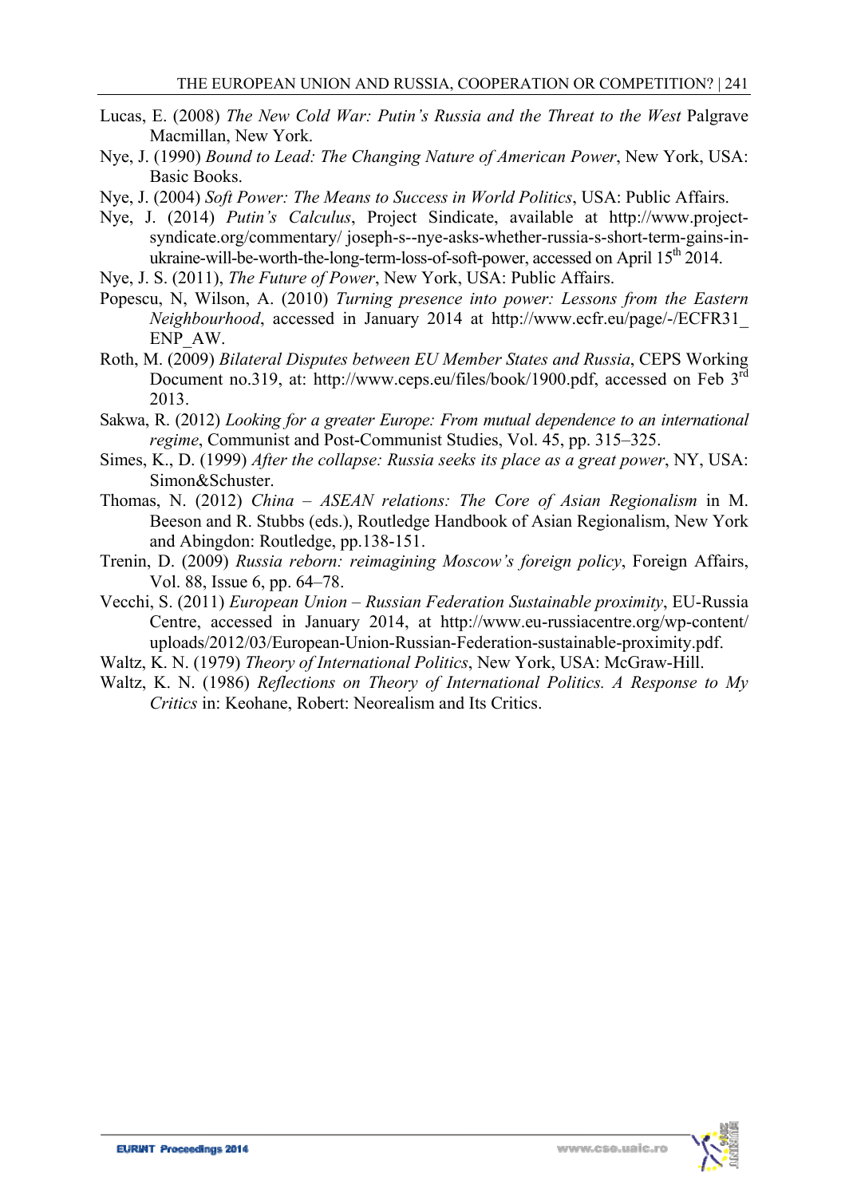Lucas, E. (2008) *The New Cold War: Putin's Russia and the Threat to the West* Palgrave Macmillan, New York.

Nye, J. (1990) *Bound to Lead: The Changing Nature of American Power*, New York, USA: Basic Books.

Nye, J. (2004) *Soft Power: The Means to Success in World Politics*, USA: Public Affairs.

Nye, J. (2014) *Putin's Calculus*, Project Sindicate, available at http://www.project-syndicate.org/commentary/ joseph-s--nye-asks-whether-russia-s-short-term-gains-in-ukraine-will-be-worth-the-long-term-loss-of-soft-power, accessed on April 15th 2014.

Nye, J. S. (2011), *The Future of Power*, New York, USA: Public Affairs.

Popescu, N, Wilson, A. (2010) *Turning presence into power: Lessons from the Eastern Neighbourhood*, accessed in January 2014 at http://www.ecfr.eu/page/-/ECFR31_ENP_AW.

Roth, M. (2009) *Bilateral Disputes between EU Member States and Russia*, CEPS Working Document no.319, at: http://www.ceps.eu/files/book/1900.pdf, accessed on Feb 3rd 2013.

Sakwa, R. (2012) *Looking for a greater Europe: From mutual dependence to an international regime*, Communist and Post-Communist Studies, Vol. 45, pp. 315–325.

Simes, K., D. (1999) *After the collapse: Russia seeks its place as a great power*, NY, USA: Simon&Schuster.

Thomas, N. (2012) *China – ASEAN relations: The Core of Asian Regionalism* in M. Beeson and R. Stubbs (eds.), Routledge Handbook of Asian Regionalism, New York and Abingdon: Routledge, pp.138-151.

Trenin, D. (2009) *Russia reborn: reimagining Moscow's foreign policy*, Foreign Affairs, Vol. 88, Issue 6, pp. 64–78.

Vecchi, S. (2011) *European Union – Russian Federation Sustainable proximity*, EU-Russia Centre, accessed in January 2014, at http://www.eu-russiacentre.org/wp-content/ uploads/2012/03/European-Union-Russian-Federation-sustainable-proximity.pdf.

Waltz, K. N. (1979) *Theory of International Politics*, New York, USA: McGraw-Hill.

Waltz, K. N. (1986) *Reflections on Theory of International Politics. A Response to My Critics* in: Keohane, Robert: Neorealism and Its Critics.